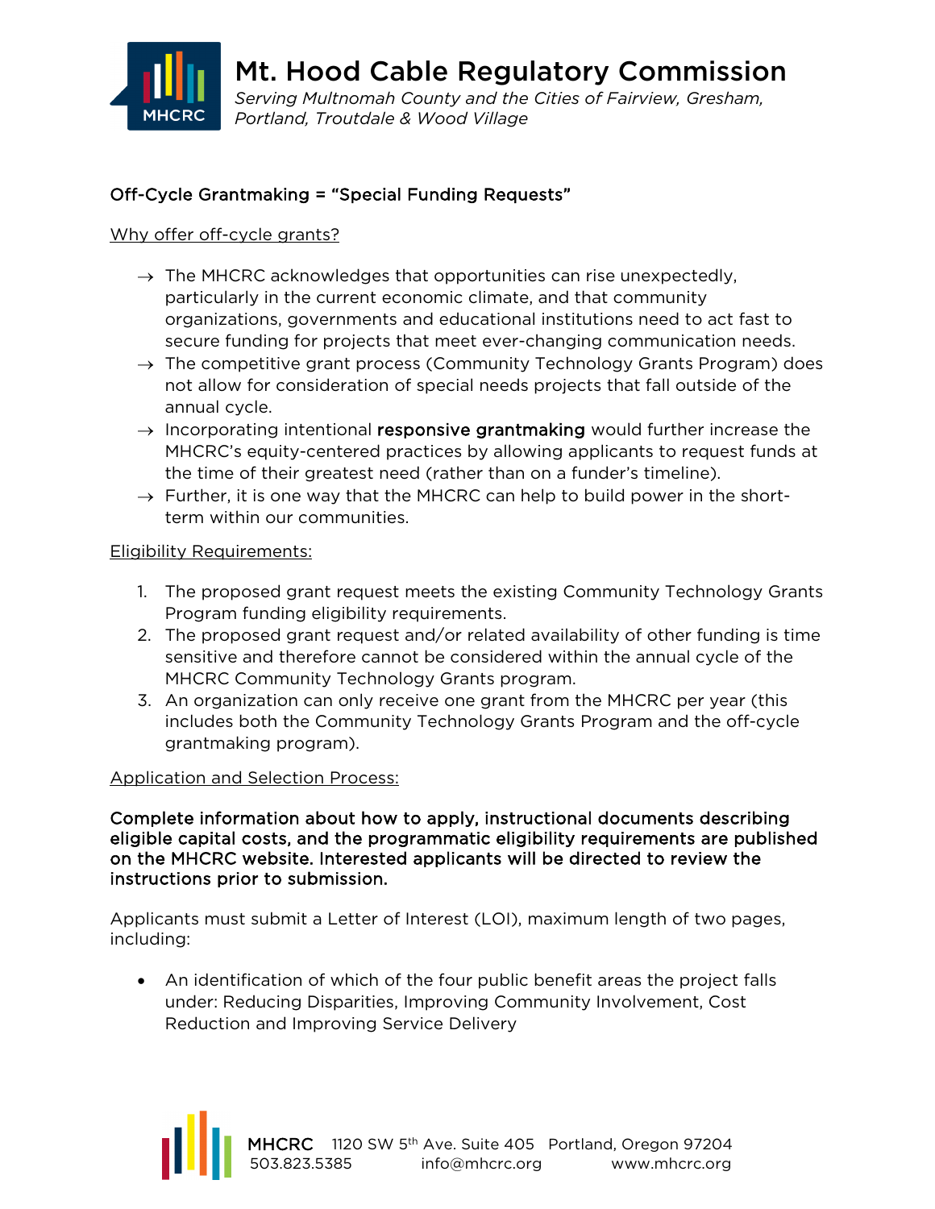# Mt. Hood Cable Regulatory Commission

*Serving Multnomah County and the Cities of Fairview, Gresham, Portland, Troutdale & Wood Village*

## Off-Cycle Grantmaking = "Special Funding Requests"

Why offer off-cycle grants?

→ The MHCRC acknowledges that opportunities can rise unexpectedly, particularly in the current economic climate, and that community organizations, governments and educational institutions need to act fast to secure funding for projects that meet ever-changing communication needs.

→ The competitive grant process (Community Technology Grants Program) does not allow for consideration of special needs projects that fall outside of the annual cycle.

→ Incorporating intentional **responsive grantmaking** would further increase the MHCRC's equity-centered practices by allowing applicants to request funds at the time of their greatest need (rather than on a funder's timeline).

→ Further, it is one way that the MHCRC can help to build power in the short-term within our communities.

Eligibility Requirements:

1. The proposed grant request meets the existing Community Technology Grants Program funding eligibility requirements.
2. The proposed grant request and/or related availability of other funding is time sensitive and therefore cannot be considered within the annual cycle of the MHCRC Community Technology Grants program.
3. An organization can only receive one grant from the MHCRC per year (this includes both the Community Technology Grants Program and the off-cycle grantmaking program).

Application and Selection Process:

**Complete information about how to apply, instructional documents describing eligible capital costs, and the programmatic eligibility requirements are published on the MHCRC website. Interested applicants will be directed to review the instructions prior to submission.**

Applicants must submit a Letter of Interest (LOI), maximum length of two pages, including:

- An identification of which of the four public benefit areas the project falls under: Reducing Disparities, Improving Community Involvement, Cost Reduction and Improving Service Delivery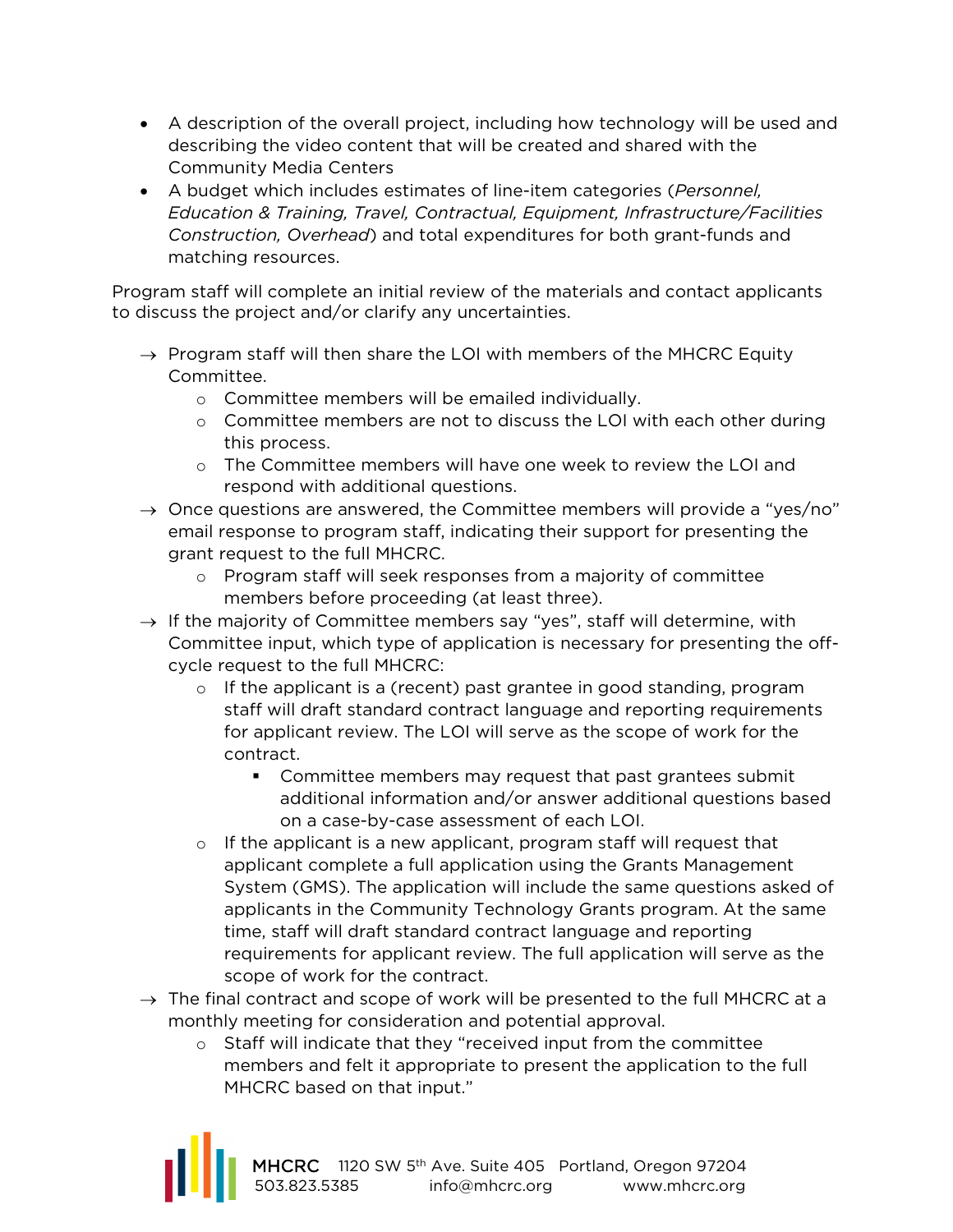- A description of the overall project, including how technology will be used and describing the video content that will be created and shared with the Community Media Centers
- A budget which includes estimates of line-item categories (*Personnel, Education & Training, Travel, Contractual, Equipment, Infrastructure/Facilities Construction, Overhead*) and total expenditures for both grant-funds and matching resources.

Program staff will complete an initial review of the materials and contact applicants to discuss the project and/or clarify any uncertainties.

- → Program staff will then share the LOI with members of the MHCRC Equity Committee.
  - Committee members will be emailed individually.
  - Committee members are not to discuss the LOI with each other during this process.
  - The Committee members will have one week to review the LOI and respond with additional questions.
- → Once questions are answered, the Committee members will provide a "yes/no" email response to program staff, indicating their support for presenting the grant request to the full MHCRC.
  - Program staff will seek responses from a majority of committee members before proceeding (at least three).
- → If the majority of Committee members say "yes", staff will determine, with Committee input, which type of application is necessary for presenting the off-cycle request to the full MHCRC:
  - If the applicant is a (recent) past grantee in good standing, program staff will draft standard contract language and reporting requirements for applicant review. The LOI will serve as the scope of work for the contract.
    - Committee members may request that past grantees submit additional information and/or answer additional questions based on a case-by-case assessment of each LOI.
  - If the applicant is a new applicant, program staff will request that applicant complete a full application using the Grants Management System (GMS). The application will include the same questions asked of applicants in the Community Technology Grants program. At the same time, staff will draft standard contract language and reporting requirements for applicant review. The full application will serve as the scope of work for the contract.
- → The final contract and scope of work will be presented to the full MHCRC at a monthly meeting for consideration and potential approval.
  - Staff will indicate that they "received input from the committee members and felt it appropriate to present the application to the full MHCRC based on that input."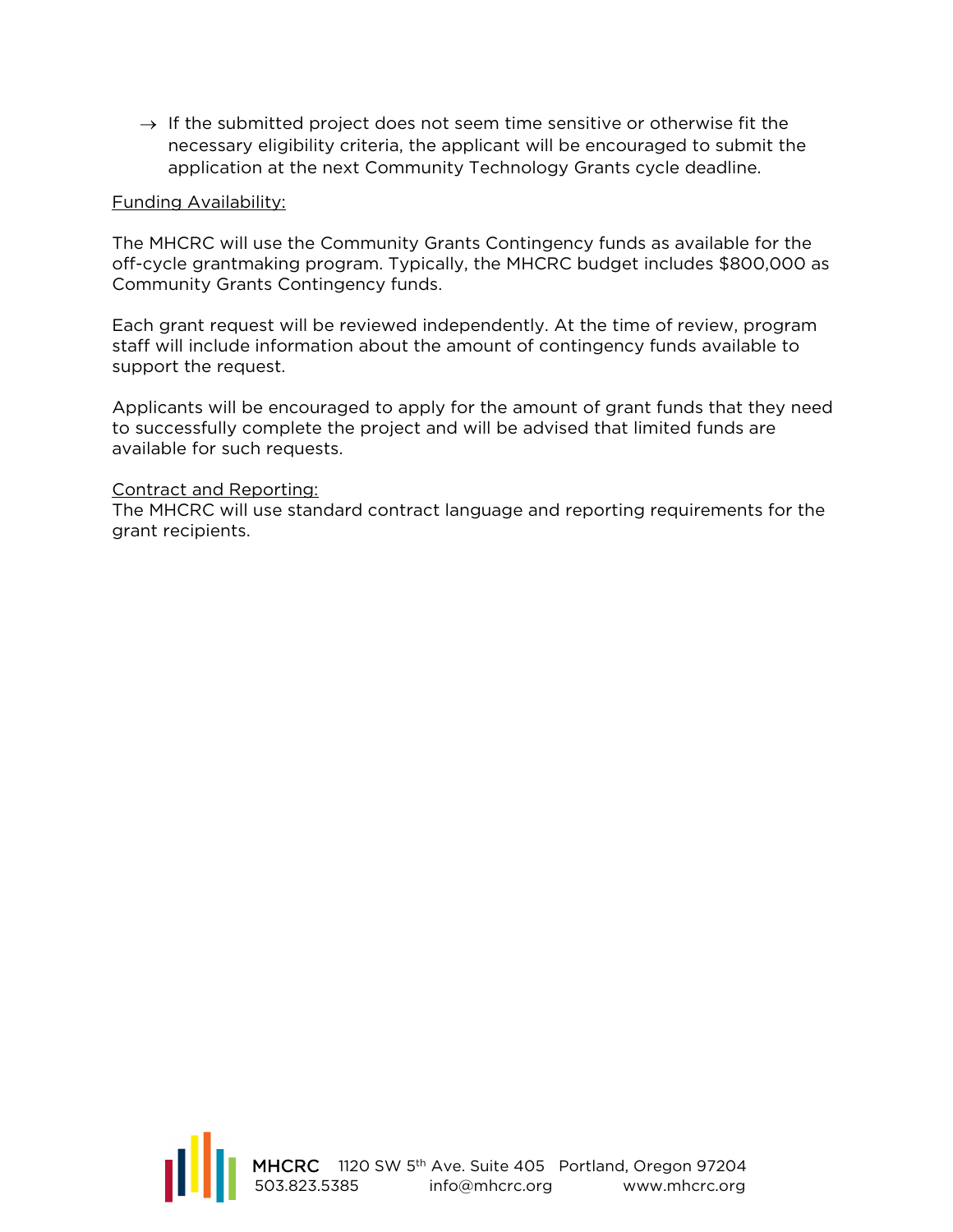→ If the submitted project does not seem time sensitive or otherwise fit the necessary eligibility criteria, the applicant will be encouraged to submit the application at the next Community Technology Grants cycle deadline.

<u>Funding Availability:</u>

The MHCRC will use the Community Grants Contingency funds as available for the off-cycle grantmaking program. Typically, the MHCRC budget includes $800,000 as Community Grants Contingency funds.

Each grant request will be reviewed independently. At the time of review, program staff will include information about the amount of contingency funds available to support the request.

Applicants will be encouraged to apply for the amount of grant funds that they need to successfully complete the project and will be advised that limited funds are available for such requests.

<u>Contract and Reporting:</u>

The MHCRC will use standard contract language and reporting requirements for the grant recipients.